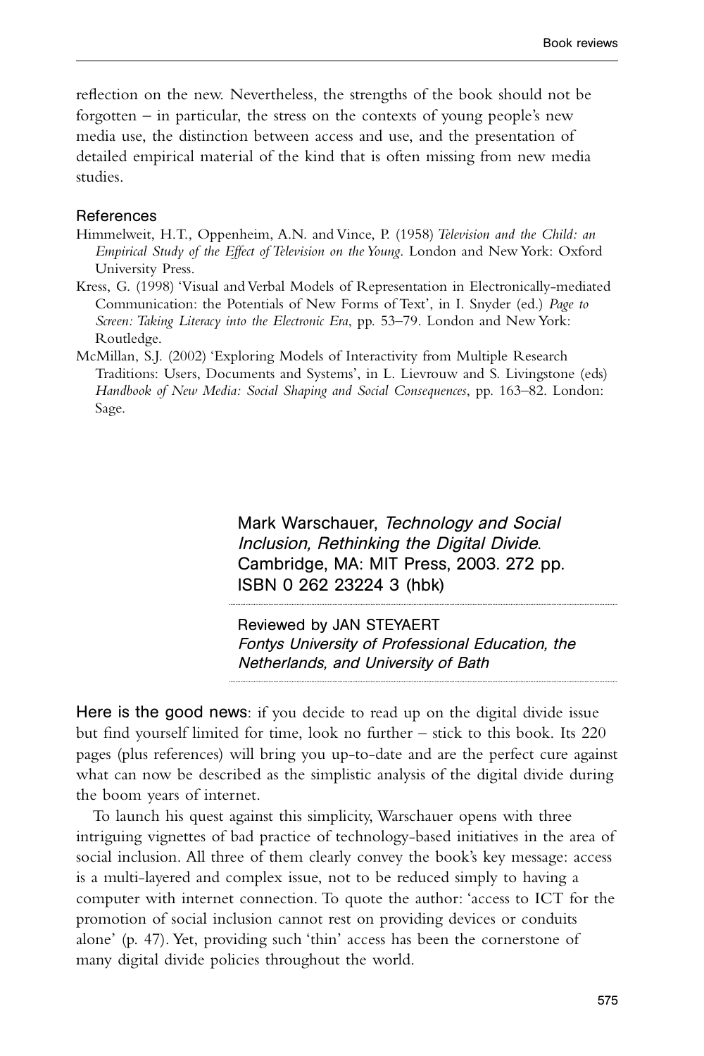reflection on the new. Nevertheless, the strengths of the book should not be forgotten – in particular, the stress on the contexts of young people's new media use, the distinction between access and use, and the presentation of detailed empirical material of the kind that is often missing from new media studies.

### References

Himmelweit, H.T., Oppenheim, A.N. and Vince, P. (1958) *Television and the Child: an Empirical Study of the Effect of Television on the Young*. London and New York: Oxford University Press.

Kress, G. (1998) 'Visual and Verbal Models of Representation in Electronically-mediated Communication: the Potentials of New Forms of Text', in I. Snyder (ed.) *Page to Screen: Taking Literacy into the Electronic Era*, pp. 53–79. London and New York: Routledge.

McMillan, S.J. (2002) 'Exploring Models of Interactivity from Multiple Research Traditions: Users, Documents and Systems', in L. Lievrouw and S. Livingstone (eds) *Handbook of New Media: Social Shaping and Social Consequences*, pp. 163–82. London: Sage.

## Mark Warschauer, *Technology and Social Inclusion, Rethinking the Digital Divide*. Cambridge, MA: MIT Press, 2003. 272 pp. ISBN 0 262 23224 3 (hbk)

Reviewed by JAN STEYAERT
*Fontys University of Professional Education, the Netherlands, and University of Bath*

Here is the good news: if you decide to read up on the digital divide issue but find yourself limited for time, look no further – stick to this book. Its 220 pages (plus references) will bring you up-to-date and are the perfect cure against what can now be described as the simplistic analysis of the digital divide during the boom years of internet.

To launch his quest against this simplicity, Warschauer opens with three intriguing vignettes of bad practice of technology-based initiatives in the area of social inclusion. All three of them clearly convey the book's key message: access is a multi-layered and complex issue, not to be reduced simply to having a computer with internet connection. To quote the author: 'access to ICT for the promotion of social inclusion cannot rest on providing devices or conduits alone' (p. 47). Yet, providing such 'thin' access has been the cornerstone of many digital divide policies throughout the world.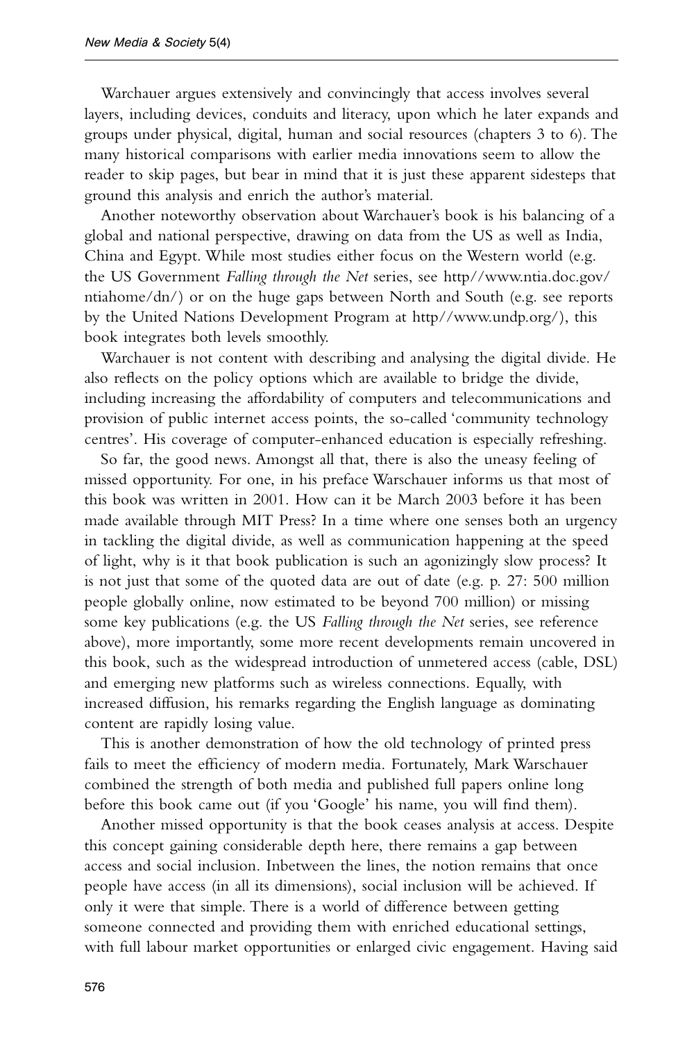Warchauer argues extensively and convincingly that access involves several layers, including devices, conduits and literacy, upon which he later expands and groups under physical, digital, human and social resources (chapters 3 to 6). The many historical comparisons with earlier media innovations seem to allow the reader to skip pages, but bear in mind that it is just these apparent sidesteps that ground this analysis and enrich the author's material.

Another noteworthy observation about Warchauer's book is his balancing of a global and national perspective, drawing on data from the US as well as India, China and Egypt. While most studies either focus on the Western world (e.g. the US Government *Falling through the Net* series, see http//www.ntia.doc.gov/ntiahome/dn/) or on the huge gaps between North and South (e.g. see reports by the United Nations Development Program at http//www.undp.org/), this book integrates both levels smoothly.

Warchauer is not content with describing and analysing the digital divide. He also reflects on the policy options which are available to bridge the divide, including increasing the affordability of computers and telecommunications and provision of public internet access points, the so-called 'community technology centres'. His coverage of computer-enhanced education is especially refreshing.

So far, the good news. Amongst all that, there is also the uneasy feeling of missed opportunity. For one, in his preface Warschauer informs us that most of this book was written in 2001. How can it be March 2003 before it has been made available through MIT Press? In a time where one senses both an urgency in tackling the digital divide, as well as communication happening at the speed of light, why is it that book publication is such an agonizingly slow process? It is not just that some of the quoted data are out of date (e.g. p. 27: 500 million people globally online, now estimated to be beyond 700 million) or missing some key publications (e.g. the US *Falling through the Net* series, see reference above), more importantly, some more recent developments remain uncovered in this book, such as the widespread introduction of unmetered access (cable, DSL) and emerging new platforms such as wireless connections. Equally, with increased diffusion, his remarks regarding the English language as dominating content are rapidly losing value.

This is another demonstration of how the old technology of printed press fails to meet the efficiency of modern media. Fortunately, Mark Warschauer combined the strength of both media and published full papers online long before this book came out (if you 'Google' his name, you will find them).

Another missed opportunity is that the book ceases analysis at access. Despite this concept gaining considerable depth here, there remains a gap between access and social inclusion. Inbetween the lines, the notion remains that once people have access (in all its dimensions), social inclusion will be achieved. If only it were that simple. There is a world of difference between getting someone connected and providing them with enriched educational settings, with full labour market opportunities or enlarged civic engagement. Having said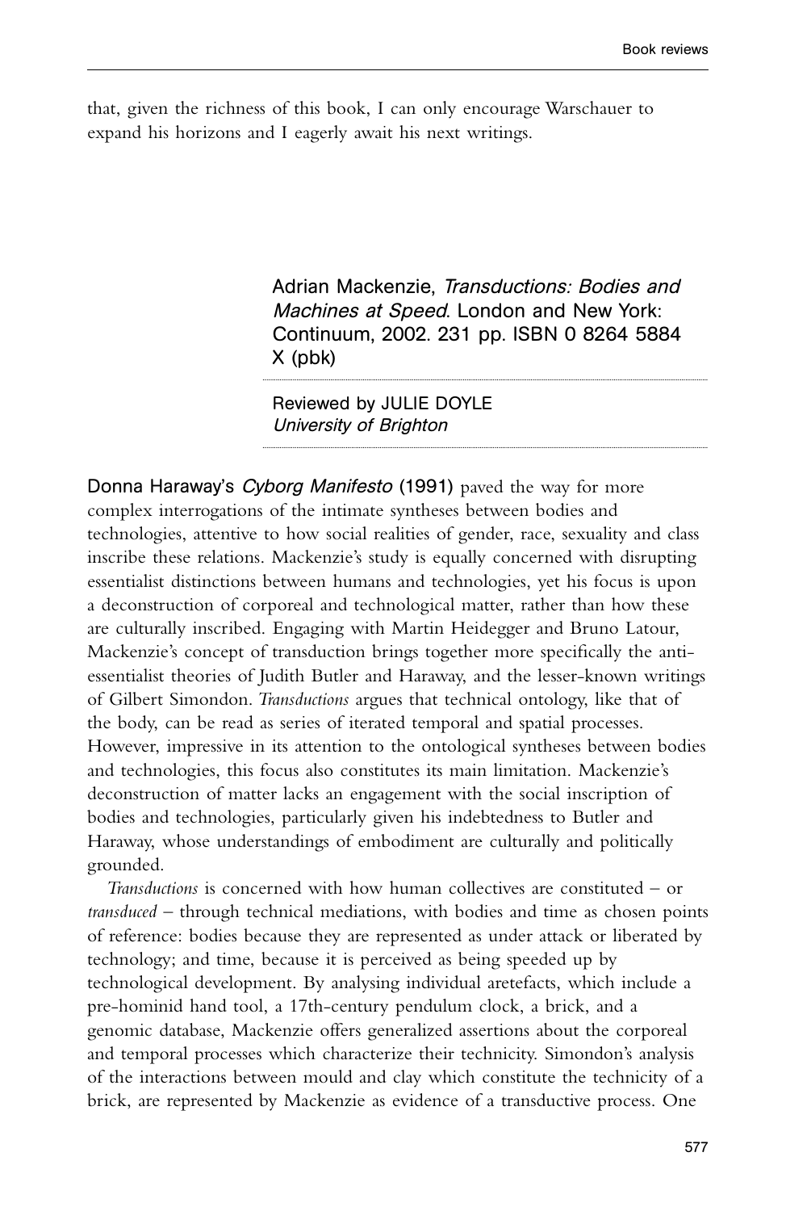that, given the richness of this book, I can only encourage Warschauer to expand his horizons and I eagerly await his next writings.

## Adrian Mackenzie, *Transductions: Bodies and Machines at Speed*. London and New York: Continuum, 2002. 231 pp. ISBN 0 8264 5884 X (pbk)

Reviewed by JULIE DOYLE
*University of Brighton*

**Donna Haraway's *Cyborg Manifesto* (1991)** paved the way for more complex interrogations of the intimate syntheses between bodies and technologies, attentive to how social realities of gender, race, sexuality and class inscribe these relations. Mackenzie's study is equally concerned with disrupting essentialist distinctions between humans and technologies, yet his focus is upon a deconstruction of corporeal and technological matter, rather than how these are culturally inscribed. Engaging with Martin Heidegger and Bruno Latour, Mackenzie's concept of transduction brings together more specifically the anti-essentialist theories of Judith Butler and Haraway, and the lesser-known writings of Gilbert Simondon. *Transductions* argues that technical ontology, like that of the body, can be read as series of iterated temporal and spatial processes. However, impressive in its attention to the ontological syntheses between bodies and technologies, this focus also constitutes its main limitation. Mackenzie's deconstruction of matter lacks an engagement with the social inscription of bodies and technologies, particularly given his indebtedness to Butler and Haraway, whose understandings of embodiment are culturally and politically grounded.

*Transductions* is concerned with how human collectives are constituted – or *transduced* – through technical mediations, with bodies and time as chosen points of reference: bodies because they are represented as under attack or liberated by technology; and time, because it is perceived as being speeded up by technological development. By analysing individual aretefacts, which include a pre-hominid hand tool, a 17th-century pendulum clock, a brick, and a genomic database, Mackenzie offers generalized assertions about the corporeal and temporal processes which characterize their technicity. Simondon's analysis of the interactions between mould and clay which constitute the technicity of a brick, are represented by Mackenzie as evidence of a transductive process. One